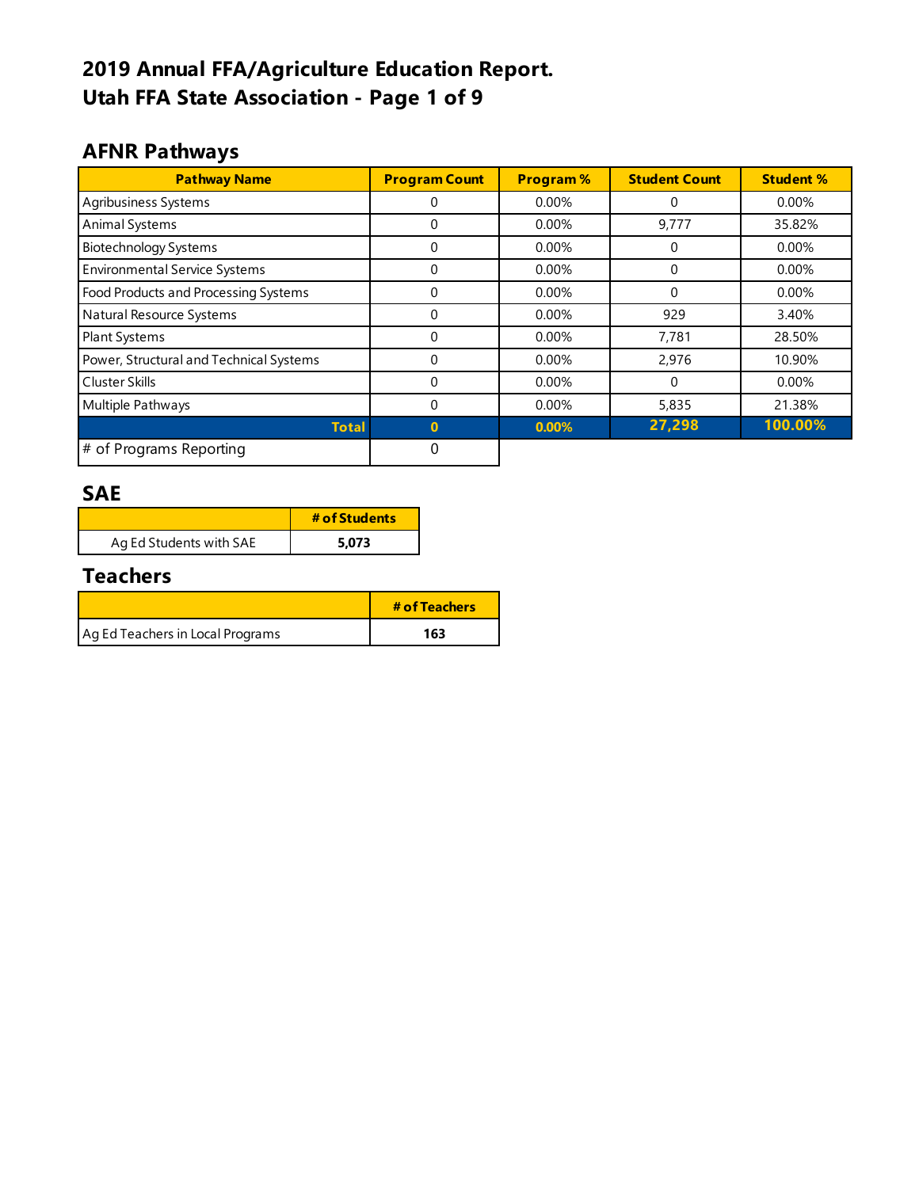# 2019 Annual FFA/Agriculture Education Report.
# Utah FFA State Association - Page 1 of 9

## AFNR Pathways

| Pathway Name | Program Count | Program % | Student Count | Student % |
|---|---|---|---|---|
| Agribusiness Systems | 0 | 0.00% | 0 | 0.00% |
| Animal Systems | 0 | 0.00% | 9,777 | 35.82% |
| Biotechnology Systems | 0 | 0.00% | 0 | 0.00% |
| Environmental Service Systems | 0 | 0.00% | 0 | 0.00% |
| Food Products and Processing Systems | 0 | 0.00% | 0 | 0.00% |
| Natural Resource Systems | 0 | 0.00% | 929 | 3.40% |
| Plant Systems | 0 | 0.00% | 7,781 | 28.50% |
| Power, Structural and Technical Systems | 0 | 0.00% | 2,976 | 10.90% |
| Cluster Skills | 0 | 0.00% | 0 | 0.00% |
| Multiple Pathways | 0 | 0.00% | 5,835 | 21.38% |
| **Total** | **0** | **0.00%** | **27,298** | **100.00%** |
| # of Programs Reporting | 0 | | | |

## SAE

| | # of Students |
|---|---|
| Ag Ed Students with SAE | **5,073** |

## Teachers

| | # of Teachers |
|---|---|
| Ag Ed Teachers in Local Programs | **163** |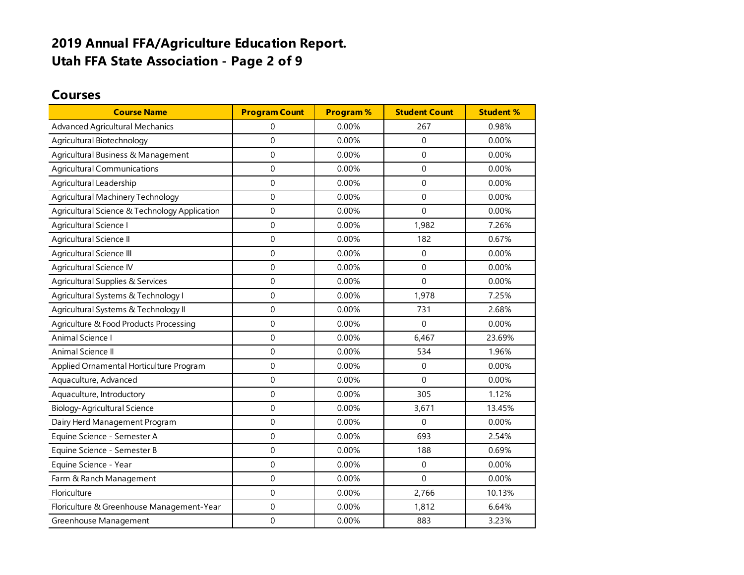# 2019 Annual FFA/Agriculture Education Report.
# Utah FFA State Association - Page 2 of 9

## Courses

| Course Name | Program Count | Program % | Student Count | Student % |
|---|---|---|---|---|
| Advanced Agricultural Mechanics | 0 | 0.00% | 267 | 0.98% |
| Agricultural Biotechnology | 0 | 0.00% | 0 | 0.00% |
| Agricultural Business & Management | 0 | 0.00% | 0 | 0.00% |
| Agricultural Communications | 0 | 0.00% | 0 | 0.00% |
| Agricultural Leadership | 0 | 0.00% | 0 | 0.00% |
| Agricultural Machinery Technology | 0 | 0.00% | 0 | 0.00% |
| Agricultural Science & Technology Application | 0 | 0.00% | 0 | 0.00% |
| Agricultural Science I | 0 | 0.00% | 1,982 | 7.26% |
| Agricultural Science II | 0 | 0.00% | 182 | 0.67% |
| Agricultural Science III | 0 | 0.00% | 0 | 0.00% |
| Agricultural Science IV | 0 | 0.00% | 0 | 0.00% |
| Agricultural Supplies & Services | 0 | 0.00% | 0 | 0.00% |
| Agricultural Systems & Technology I | 0 | 0.00% | 1,978 | 7.25% |
| Agricultural Systems & Technology II | 0 | 0.00% | 731 | 2.68% |
| Agriculture & Food Products Processing | 0 | 0.00% | 0 | 0.00% |
| Animal Science I | 0 | 0.00% | 6,467 | 23.69% |
| Animal Science II | 0 | 0.00% | 534 | 1.96% |
| Applied Ornamental Horticulture Program | 0 | 0.00% | 0 | 0.00% |
| Aquaculture, Advanced | 0 | 0.00% | 0 | 0.00% |
| Aquaculture, Introductory | 0 | 0.00% | 305 | 1.12% |
| Biology-Agricultural Science | 0 | 0.00% | 3,671 | 13.45% |
| Dairy Herd Management Program | 0 | 0.00% | 0 | 0.00% |
| Equine Science - Semester A | 0 | 0.00% | 693 | 2.54% |
| Equine Science - Semester B | 0 | 0.00% | 188 | 0.69% |
| Equine Science - Year | 0 | 0.00% | 0 | 0.00% |
| Farm & Ranch Management | 0 | 0.00% | 0 | 0.00% |
| Floriculture | 0 | 0.00% | 2,766 | 10.13% |
| Floriculture & Greenhouse Management-Year | 0 | 0.00% | 1,812 | 6.64% |
| Greenhouse Management | 0 | 0.00% | 883 | 3.23% |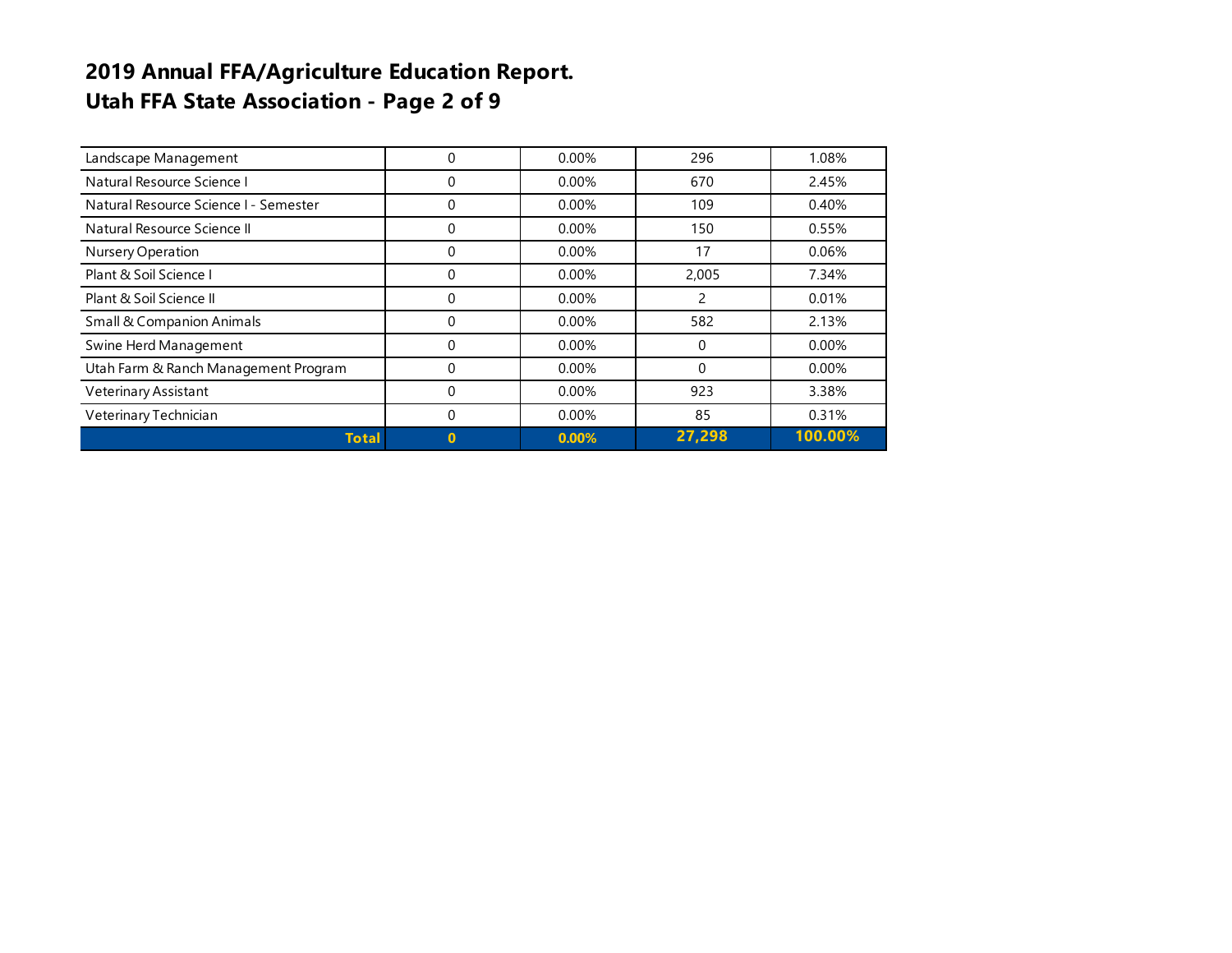**2019 Annual FFA/Agriculture Education Report.**
**Utah FFA State Association - Page 2 of 9**

| | | | | |
|---|---|---|---|---|
| Landscape Management | 0 | 0.00% | 296 | 1.08% |
| Natural Resource Science I | 0 | 0.00% | 670 | 2.45% |
| Natural Resource Science I - Semester | 0 | 0.00% | 109 | 0.40% |
| Natural Resource Science II | 0 | 0.00% | 150 | 0.55% |
| Nursery Operation | 0 | 0.00% | 17 | 0.06% |
| Plant & Soil Science I | 0 | 0.00% | 2,005 | 7.34% |
| Plant & Soil Science II | 0 | 0.00% | 2 | 0.01% |
| Small & Companion Animals | 0 | 0.00% | 582 | 2.13% |
| Swine Herd Management | 0 | 0.00% | 0 | 0.00% |
| Utah Farm & Ranch Management Program | 0 | 0.00% | 0 | 0.00% |
| Veterinary Assistant | 0 | 0.00% | 923 | 3.38% |
| Veterinary Technician | 0 | 0.00% | 85 | 0.31% |
| **Total** | **0** | **0.00%** | **27,298** | **100.00%** |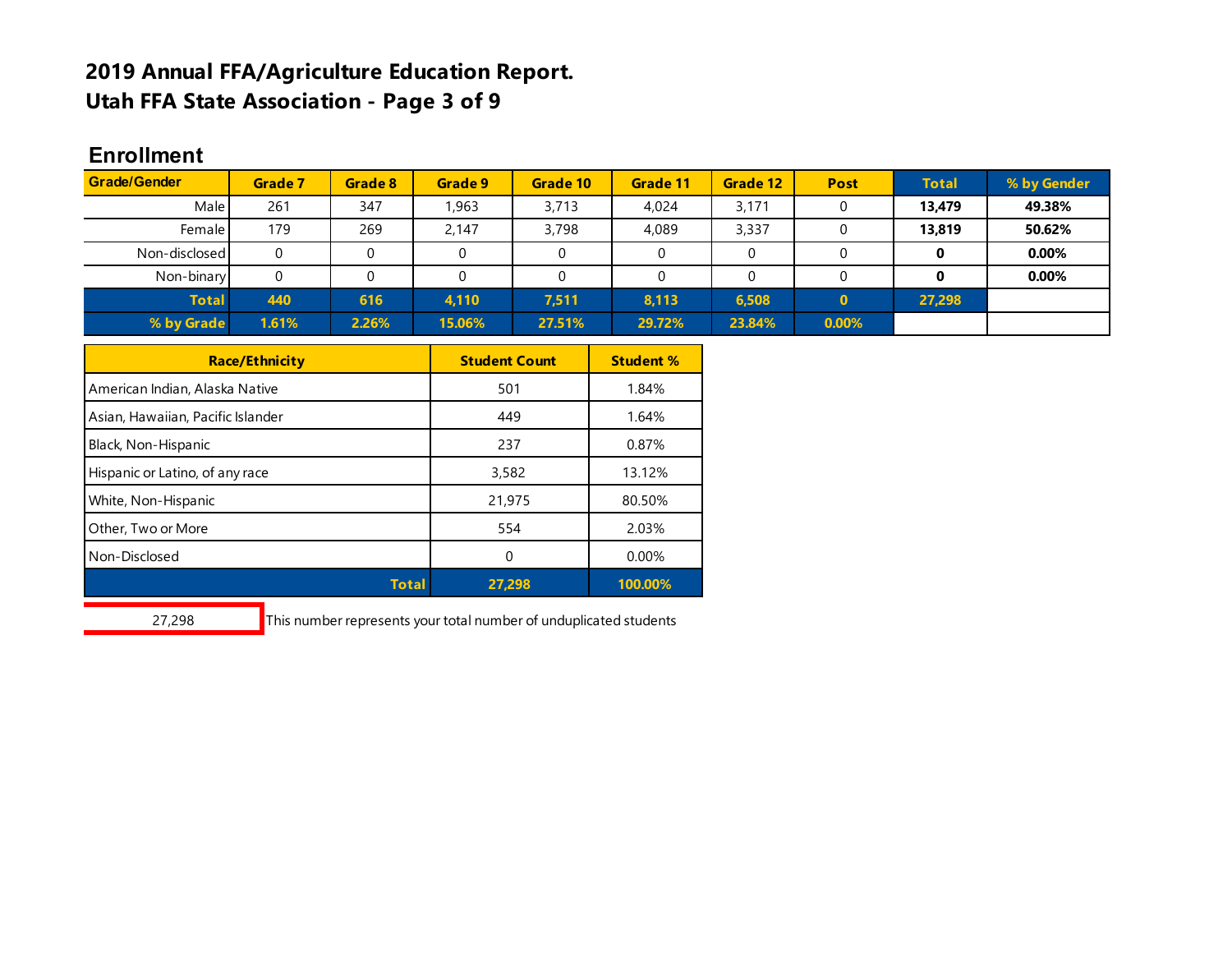# 2019 Annual FFA/Agriculture Education Report.
# Utah FFA State Association - Page 3 of 9

## Enrollment

| Grade/Gender | Grade 7 | Grade 8 | Grade 9 | Grade 10 | Grade 11 | Grade 12 | Post | Total | % by Gender |
|---|---|---|---|---|---|---|---|---|---|
| Male | 261 | 347 | 1,963 | 3,713 | 4,024 | 3,171 | 0 | **13,479** | **49.38%** |
| Female | 179 | 269 | 2,147 | 3,798 | 4,089 | 3,337 | 0 | **13,819** | **50.62%** |
| Non-disclosed | 0 | 0 | 0 | 0 | 0 | 0 | 0 | **0** | **0.00%** |
| Non-binary | 0 | 0 | 0 | 0 | 0 | 0 | 0 | **0** | **0.00%** |
| **Total** | **440** | **616** | **4,110** | **7,511** | **8,113** | **6,508** | **0** | **27,298** | |
| **% by Grade** | **1.61%** | **2.26%** | **15.06%** | **27.51%** | **29.72%** | **23.84%** | **0.00%** | | |

| Race/Ethnicity | Student Count | Student % |
|---|---|---|
| American Indian, Alaska Native | 501 | 1.84% |
| Asian, Hawaiian, Pacific Islander | 449 | 1.64% |
| Black, Non-Hispanic | 237 | 0.87% |
| Hispanic or Latino, of any race | 3,582 | 13.12% |
| White, Non-Hispanic | 21,975 | 80.50% |
| Other, Two or More | 554 | 2.03% |
| Non-Disclosed | 0 | 0.00% |
| **Total** | **27,298** | **100.00%** |

27,298 — This number represents your total number of unduplicated students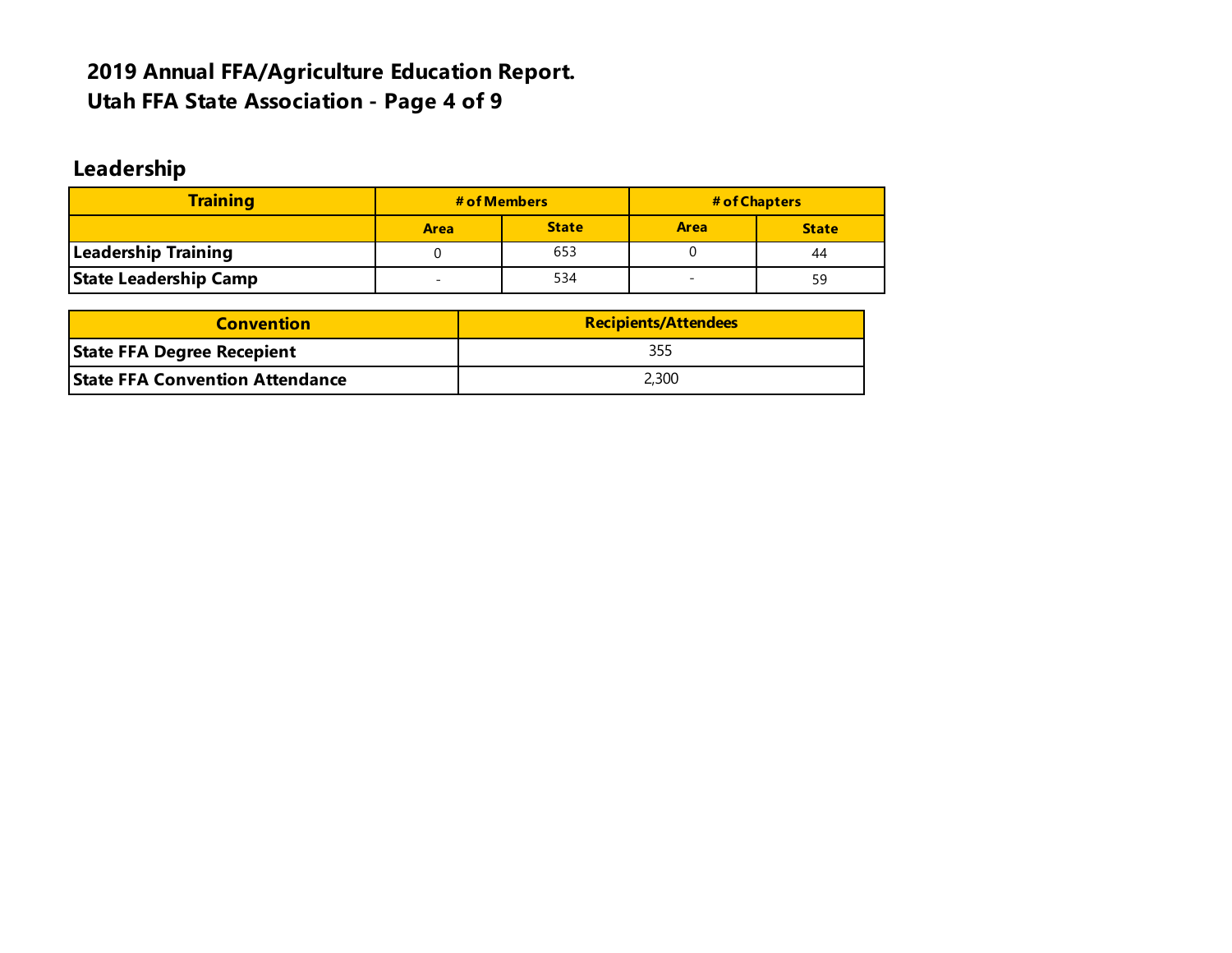# 2019 Annual FFA/Agriculture Education Report.
# Utah FFA State Association - Page 4 of 9

## Leadership

| Training | # of Members | | # of Chapters | |
|---|---|---|---|---|
| | Area | State | Area | State |
| **Leadership Training** | 0 | 653 | 0 | 44 |
| **State Leadership Camp** | - | 534 | - | 59 |

| Convention | Recipients/Attendees |
|---|---|
| **State FFA Degree Recepient** | 355 |
| **State FFA Convention Attendance** | 2,300 |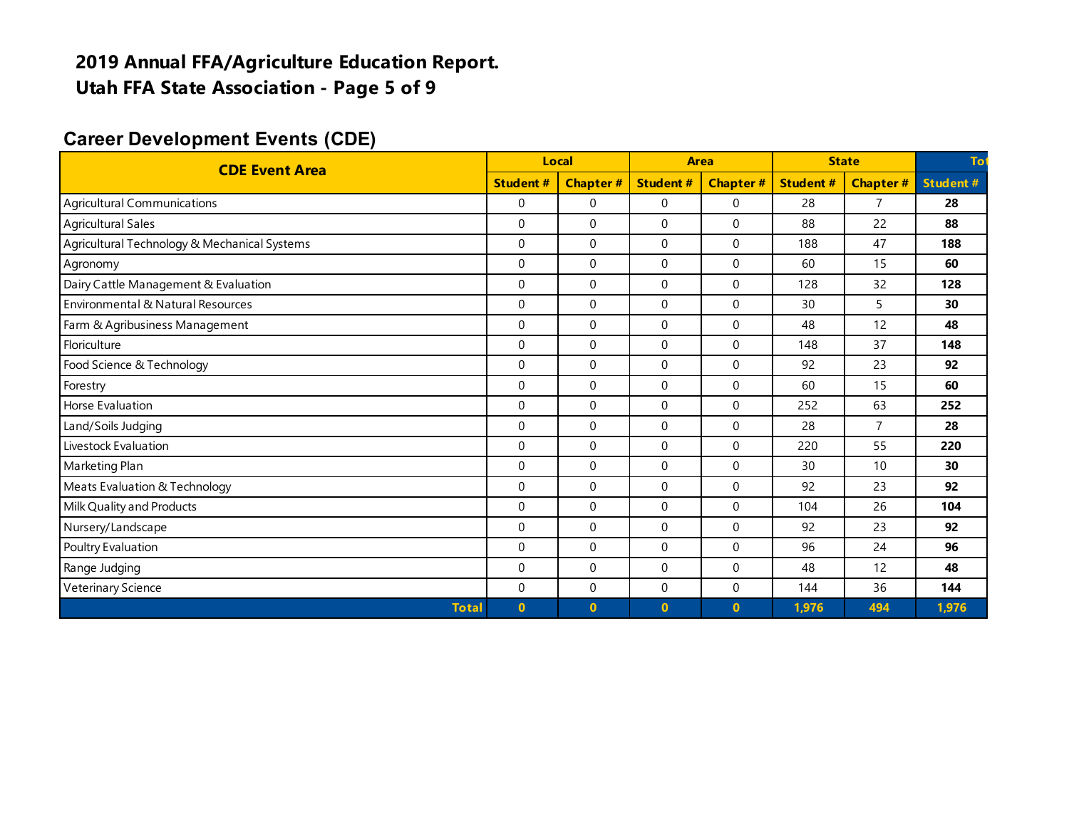# 2019 Annual FFA/Agriculture Education Report.
# Utah FFA State Association - Page 5 of 9

## Career Development Events (CDE)

| CDE Event Area | Local | | Area | | State | | To |
|---|---|---|---|---|---|---|---|
| | Student # | Chapter # | Student # | Chapter # | Student # | Chapter # | Student # |
| Agricultural Communications | 0 | 0 | 0 | 0 | 28 | 7 | **28** |
| Agricultural Sales | 0 | 0 | 0 | 0 | 88 | 22 | **88** |
| Agricultural Technology & Mechanical Systems | 0 | 0 | 0 | 0 | 188 | 47 | **188** |
| Agronomy | 0 | 0 | 0 | 0 | 60 | 15 | **60** |
| Dairy Cattle Management & Evaluation | 0 | 0 | 0 | 0 | 128 | 32 | **128** |
| Environmental & Natural Resources | 0 | 0 | 0 | 0 | 30 | 5 | **30** |
| Farm & Agribusiness Management | 0 | 0 | 0 | 0 | 48 | 12 | **48** |
| Floriculture | 0 | 0 | 0 | 0 | 148 | 37 | **148** |
| Food Science & Technology | 0 | 0 | 0 | 0 | 92 | 23 | **92** |
| Forestry | 0 | 0 | 0 | 0 | 60 | 15 | **60** |
| Horse Evaluation | 0 | 0 | 0 | 0 | 252 | 63 | **252** |
| Land/Soils Judging | 0 | 0 | 0 | 0 | 28 | 7 | **28** |
| Livestock Evaluation | 0 | 0 | 0 | 0 | 220 | 55 | **220** |
| Marketing Plan | 0 | 0 | 0 | 0 | 30 | 10 | **30** |
| Meats Evaluation & Technology | 0 | 0 | 0 | 0 | 92 | 23 | **92** |
| Milk Quality and Products | 0 | 0 | 0 | 0 | 104 | 26 | **104** |
| Nursery/Landscape | 0 | 0 | 0 | 0 | 92 | 23 | **92** |
| Poultry Evaluation | 0 | 0 | 0 | 0 | 96 | 24 | **96** |
| Range Judging | 0 | 0 | 0 | 0 | 48 | 12 | **48** |
| Veterinary Science | 0 | 0 | 0 | 0 | 144 | 36 | **144** |
| **Total** | **0** | **0** | **0** | **0** | **1,976** | **494** | **1,976** |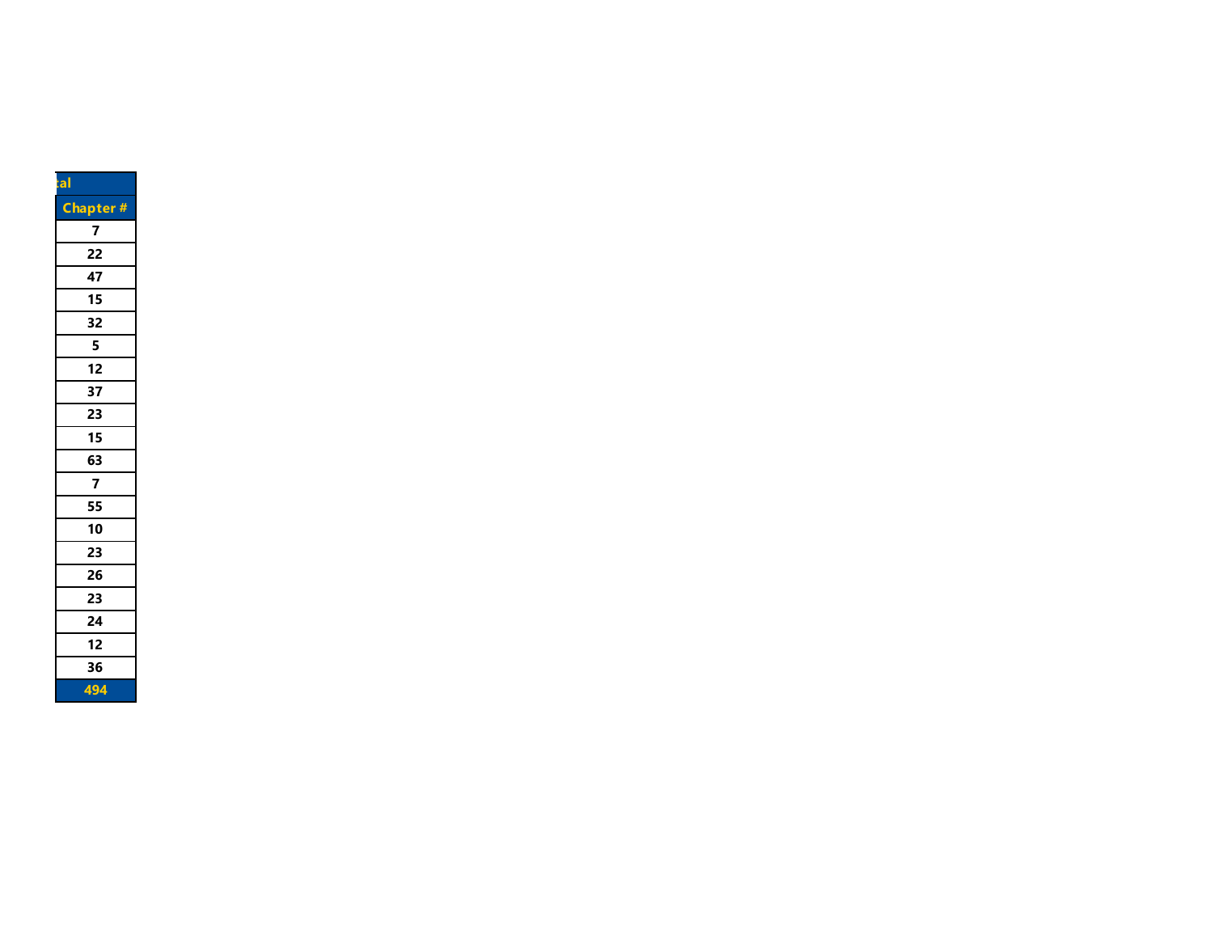| tal |
| --- |
| Chapter # |
| 7 |
| 22 |
| 47 |
| 15 |
| 32 |
| 5 |
| 12 |
| 37 |
| 23 |
| 15 |
| 63 |
| 7 |
| 55 |
| 10 |
| 23 |
| 26 |
| 23 |
| 24 |
| 12 |
| 36 |
| 494 |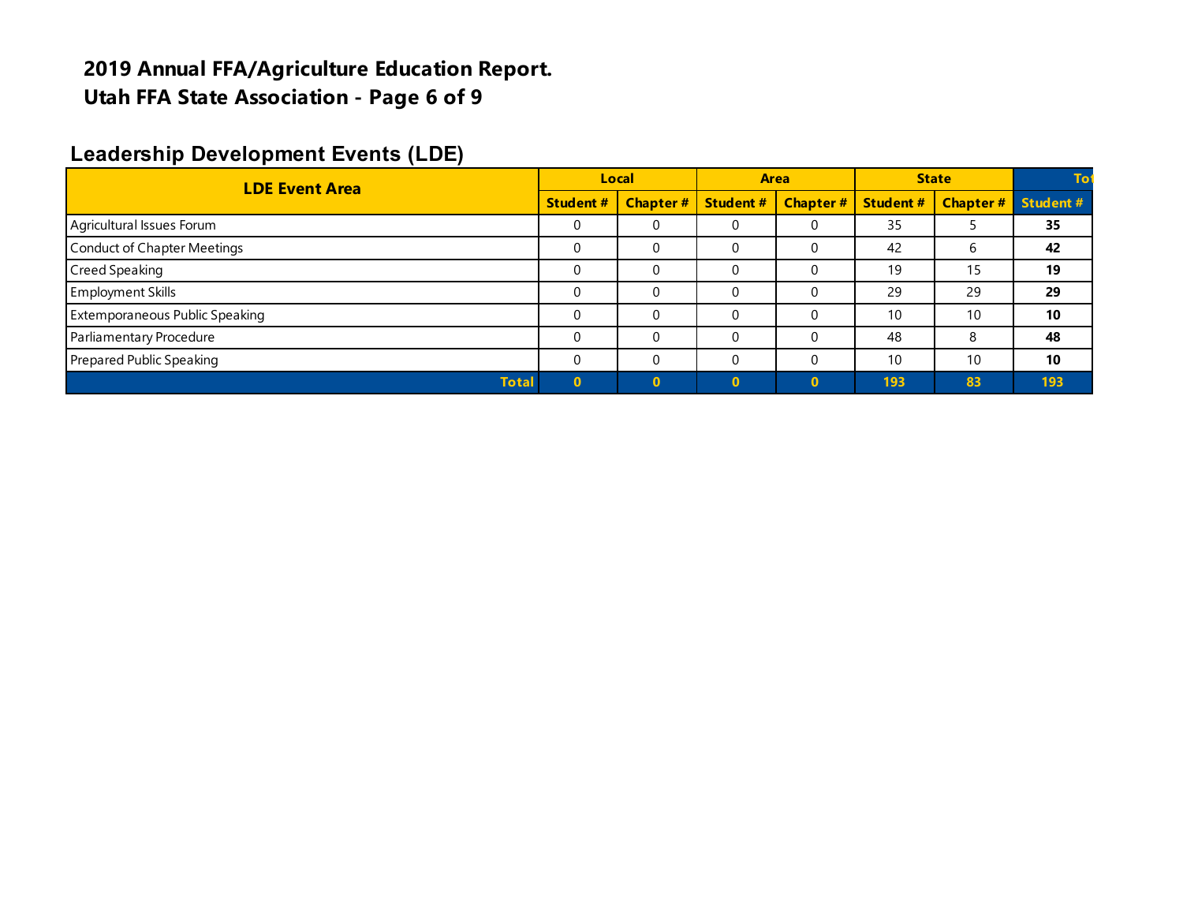# 2019 Annual FFA/Agriculture Education Report.
# Utah FFA State Association - Page 6 of 9

## Leadership Development Events (LDE)

| LDE Event Area | Local | | Area | | State | | Tot |
|---|---|---|---|---|---|---|---|
| | Student # | Chapter # | Student # | Chapter # | Student # | Chapter # | Student # |
| Agricultural Issues Forum | 0 | 0 | 0 | 0 | 35 | 5 | **35** |
| Conduct of Chapter Meetings | 0 | 0 | 0 | 0 | 42 | 6 | **42** |
| Creed Speaking | 0 | 0 | 0 | 0 | 19 | 15 | **19** |
| Employment Skills | 0 | 0 | 0 | 0 | 29 | 29 | **29** |
| Extemporaneous Public Speaking | 0 | 0 | 0 | 0 | 10 | 10 | **10** |
| Parliamentary Procedure | 0 | 0 | 0 | 0 | 48 | 8 | **48** |
| Prepared Public Speaking | 0 | 0 | 0 | 0 | 10 | 10 | **10** |
| **Total** | **0** | **0** | **0** | **0** | **193** | **83** | **193** |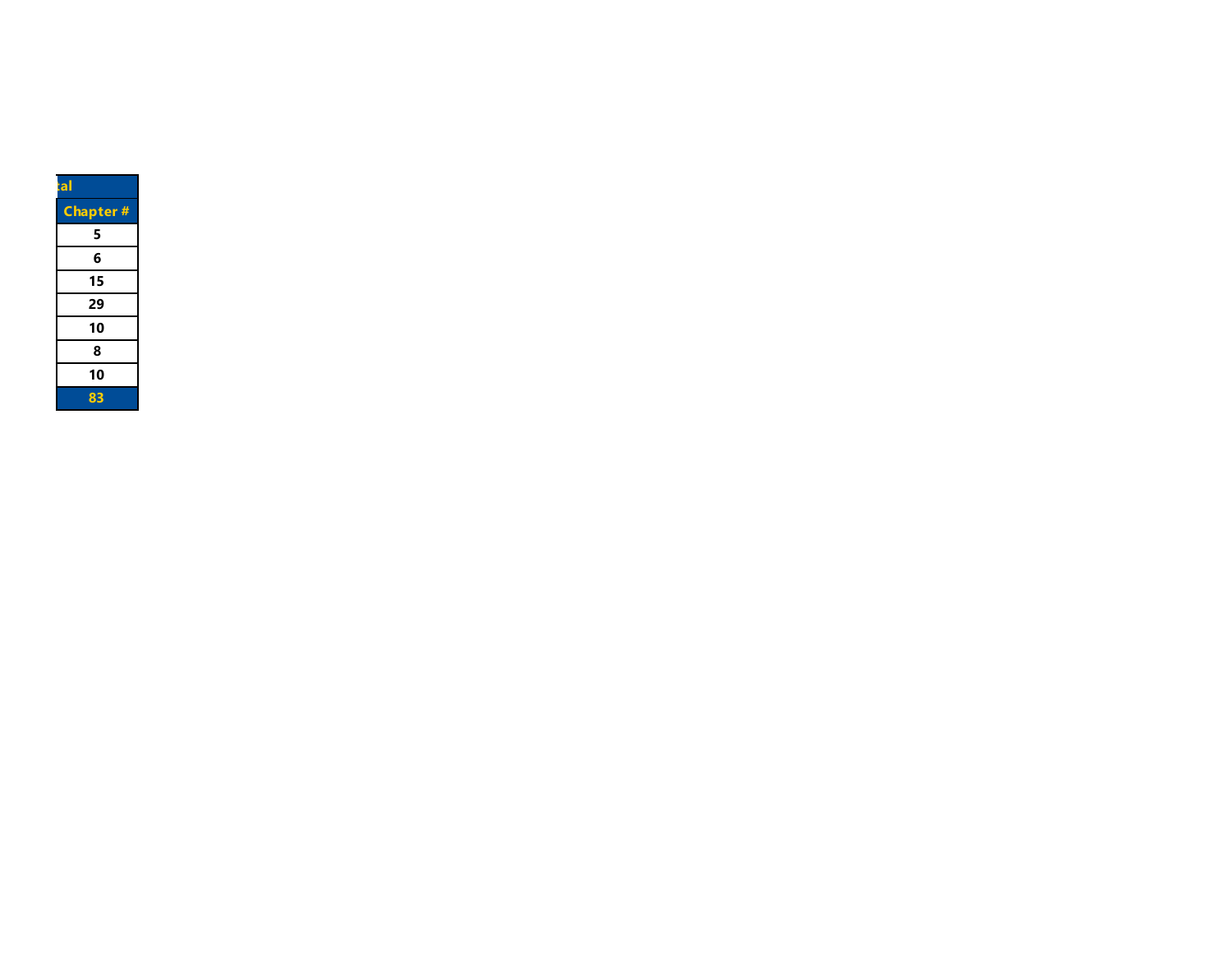| tal |
| --- |
| Chapter # |
| 5 |
| 6 |
| 15 |
| 29 |
| 10 |
| 8 |
| 10 |
| 83 |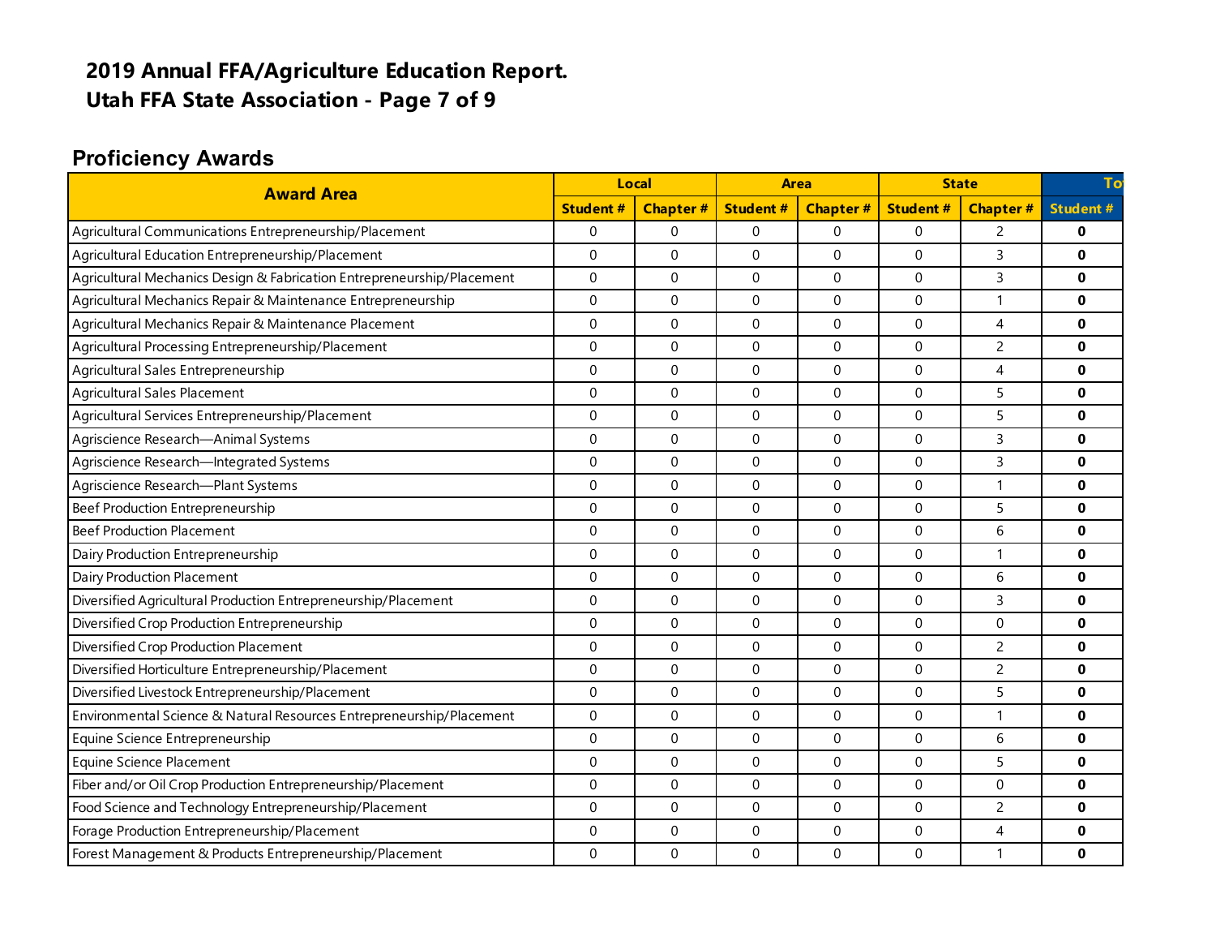## 2019 Annual FFA/Agriculture Education Report.
## Utah FFA State Association - Page 7 of 9

### Proficiency Awards

| Award Area | Local | | Area | | State | | To |
|---|---|---|---|---|---|---|---|
| | Student # | Chapter # | Student # | Chapter # | Student # | Chapter # | Student # |
| Agricultural Communications Entrepreneurship/Placement | 0 | 0 | 0 | 0 | 0 | 2 | **0** |
| Agricultural Education Entrepreneurship/Placement | 0 | 0 | 0 | 0 | 0 | 3 | **0** |
| Agricultural Mechanics Design & Fabrication Entrepreneurship/Placement | 0 | 0 | 0 | 0 | 0 | 3 | **0** |
| Agricultural Mechanics Repair & Maintenance Entrepreneurship | 0 | 0 | 0 | 0 | 0 | 1 | **0** |
| Agricultural Mechanics Repair & Maintenance Placement | 0 | 0 | 0 | 0 | 0 | 4 | **0** |
| Agricultural Processing Entrepreneurship/Placement | 0 | 0 | 0 | 0 | 0 | 2 | **0** |
| Agricultural Sales Entrepreneurship | 0 | 0 | 0 | 0 | 0 | 4 | **0** |
| Agricultural Sales Placement | 0 | 0 | 0 | 0 | 0 | 5 | **0** |
| Agricultural Services Entrepreneurship/Placement | 0 | 0 | 0 | 0 | 0 | 5 | **0** |
| Agriscience Research—Animal Systems | 0 | 0 | 0 | 0 | 0 | 3 | **0** |
| Agriscience Research—Integrated Systems | 0 | 0 | 0 | 0 | 0 | 3 | **0** |
| Agriscience Research—Plant Systems | 0 | 0 | 0 | 0 | 0 | 1 | **0** |
| Beef Production Entrepreneurship | 0 | 0 | 0 | 0 | 0 | 5 | **0** |
| Beef Production Placement | 0 | 0 | 0 | 0 | 0 | 6 | **0** |
| Dairy Production Entrepreneurship | 0 | 0 | 0 | 0 | 0 | 1 | **0** |
| Dairy Production Placement | 0 | 0 | 0 | 0 | 0 | 6 | **0** |
| Diversified Agricultural Production Entrepreneurship/Placement | 0 | 0 | 0 | 0 | 0 | 3 | **0** |
| Diversified Crop Production Entrepreneurship | 0 | 0 | 0 | 0 | 0 | 0 | **0** |
| Diversified Crop Production Placement | 0 | 0 | 0 | 0 | 0 | 2 | **0** |
| Diversified Horticulture Entrepreneurship/Placement | 0 | 0 | 0 | 0 | 0 | 2 | **0** |
| Diversified Livestock Entrepreneurship/Placement | 0 | 0 | 0 | 0 | 0 | 5 | **0** |
| Environmental Science & Natural Resources Entrepreneurship/Placement | 0 | 0 | 0 | 0 | 0 | 1 | **0** |
| Equine Science Entrepreneurship | 0 | 0 | 0 | 0 | 0 | 6 | **0** |
| Equine Science Placement | 0 | 0 | 0 | 0 | 0 | 5 | **0** |
| Fiber and/or Oil Crop Production Entrepreneurship/Placement | 0 | 0 | 0 | 0 | 0 | 0 | **0** |
| Food Science and Technology Entrepreneurship/Placement | 0 | 0 | 0 | 0 | 0 | 2 | **0** |
| Forage Production Entrepreneurship/Placement | 0 | 0 | 0 | 0 | 0 | 4 | **0** |
| Forest Management & Products Entrepreneurship/Placement | 0 | 0 | 0 | 0 | 0 | 1 | **0** |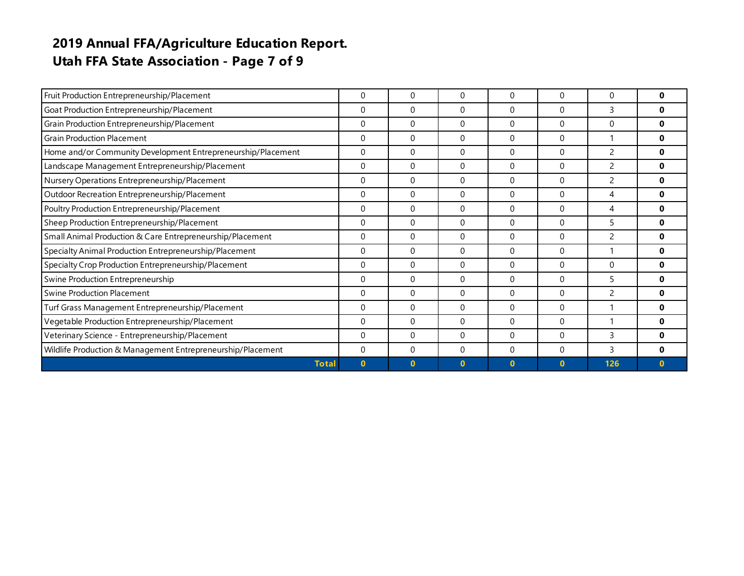# 2019 Annual FFA/Agriculture Education Report.
## Utah FFA State Association - Page 7 of 9

| | | | | | | | |
|---|---|---|---|---|---|---|---|
| Fruit Production Entrepreneurship/Placement | 0 | 0 | 0 | 0 | 0 | 0 | **0** |
| Goat Production Entrepreneurship/Placement | 0 | 0 | 0 | 0 | 0 | 3 | **0** |
| Grain Production Entrepreneurship/Placement | 0 | 0 | 0 | 0 | 0 | 0 | **0** |
| Grain Production Placement | 0 | 0 | 0 | 0 | 0 | 1 | **0** |
| Home and/or Community Development Entrepreneurship/Placement | 0 | 0 | 0 | 0 | 0 | 2 | **0** |
| Landscape Management Entrepreneurship/Placement | 0 | 0 | 0 | 0 | 0 | 2 | **0** |
| Nursery Operations Entrepreneurship/Placement | 0 | 0 | 0 | 0 | 0 | 2 | **0** |
| Outdoor Recreation Entrepreneurship/Placement | 0 | 0 | 0 | 0 | 0 | 4 | **0** |
| Poultry Production Entrepreneurship/Placement | 0 | 0 | 0 | 0 | 0 | 4 | **0** |
| Sheep Production Entrepreneurship/Placement | 0 | 0 | 0 | 0 | 0 | 5 | **0** |
| Small Animal Production & Care Entrepreneurship/Placement | 0 | 0 | 0 | 0 | 0 | 2 | **0** |
| Specialty Animal Production Entrepreneurship/Placement | 0 | 0 | 0 | 0 | 0 | 1 | **0** |
| Specialty Crop Production Entrepreneurship/Placement | 0 | 0 | 0 | 0 | 0 | 0 | **0** |
| Swine Production Entrepreneurship | 0 | 0 | 0 | 0 | 0 | 5 | **0** |
| Swine Production Placement | 0 | 0 | 0 | 0 | 0 | 2 | **0** |
| Turf Grass Management Entrepreneurship/Placement | 0 | 0 | 0 | 0 | 0 | 1 | **0** |
| Vegetable Production Entrepreneurship/Placement | 0 | 0 | 0 | 0 | 0 | 1 | **0** |
| Veterinary Science - Entrepreneurship/Placement | 0 | 0 | 0 | 0 | 0 | 3 | **0** |
| Wildlife Production & Management Entrepreneurship/Placement | 0 | 0 | 0 | 0 | 0 | 3 | **0** |
| **Total** | **0** | **0** | **0** | **0** | **0** | **126** | **0** |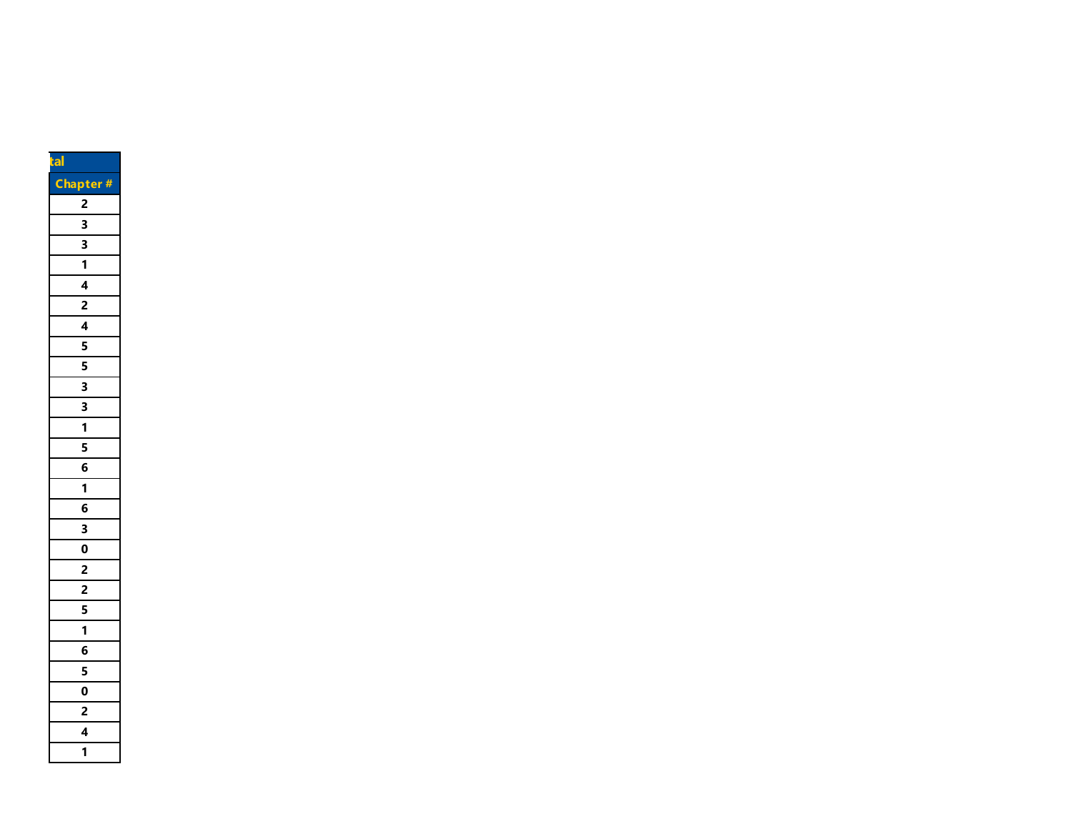| tal |
|---|
| Chapter # |
| 2 |
| 3 |
| 3 |
| 1 |
| 4 |
| 2 |
| 4 |
| 5 |
| 5 |
| 3 |
| 3 |
| 1 |
| 5 |
| 6 |
| 1 |
| 6 |
| 3 |
| 0 |
| 2 |
| 2 |
| 5 |
| 1 |
| 6 |
| 5 |
| 0 |
| 2 |
| 4 |
| 1 |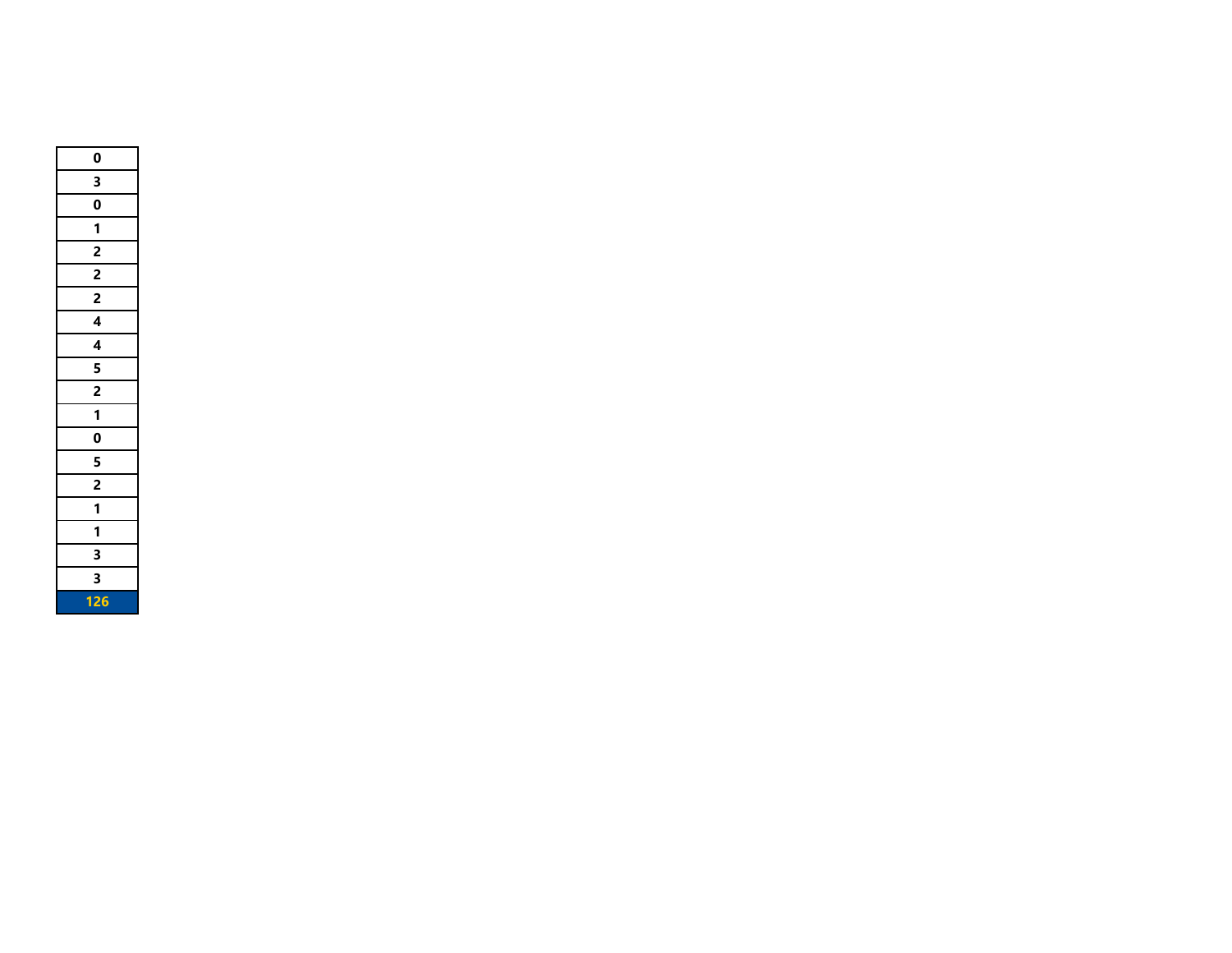| 0 |
|---|
| 3 |
| 0 |
| 1 |
| 2 |
| 2 |
| 2 |
| 4 |
| 4 |
| 5 |
| 2 |
| 1 |
| 0 |
| 5 |
| 2 |
| 1 |
| 1 |
| 3 |
| 3 |
| **126** |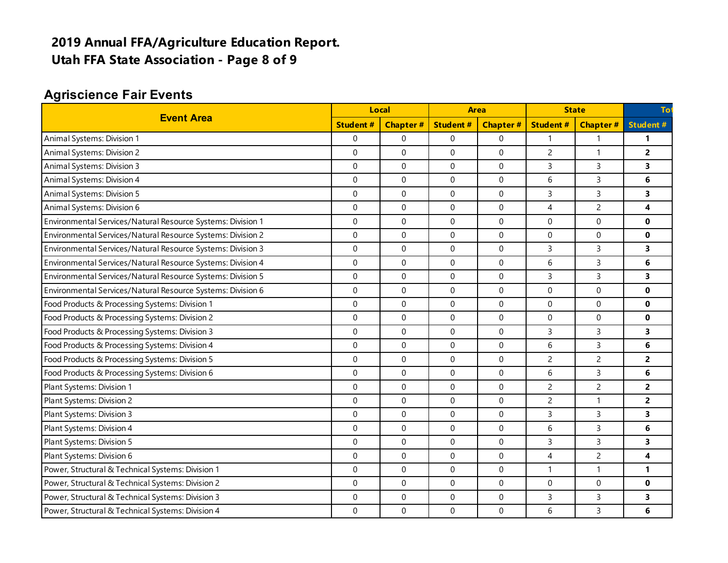# 2019 Annual FFA/Agriculture Education Report.
# Utah FFA State Association - Page 8 of 9

## Agriscience Fair Events

| Event Area | Local | | Area | | State | | Tot |
|---|---|---|---|---|---|---|---|
| | Student # | Chapter # | Student # | Chapter # | Student # | Chapter # | Student # |
| Animal Systems: Division 1 | 0 | 0 | 0 | 0 | 1 | 1 | **1** |
| Animal Systems: Division 2 | 0 | 0 | 0 | 0 | 2 | 1 | **2** |
| Animal Systems: Division 3 | 0 | 0 | 0 | 0 | 3 | 3 | **3** |
| Animal Systems: Division 4 | 0 | 0 | 0 | 0 | 6 | 3 | **6** |
| Animal Systems: Division 5 | 0 | 0 | 0 | 0 | 3 | 3 | **3** |
| Animal Systems: Division 6 | 0 | 0 | 0 | 0 | 4 | 2 | **4** |
| Environmental Services/Natural Resource Systems: Division 1 | 0 | 0 | 0 | 0 | 0 | 0 | **0** |
| Environmental Services/Natural Resource Systems: Division 2 | 0 | 0 | 0 | 0 | 0 | 0 | **0** |
| Environmental Services/Natural Resource Systems: Division 3 | 0 | 0 | 0 | 0 | 3 | 3 | **3** |
| Environmental Services/Natural Resource Systems: Division 4 | 0 | 0 | 0 | 0 | 6 | 3 | **6** |
| Environmental Services/Natural Resource Systems: Division 5 | 0 | 0 | 0 | 0 | 3 | 3 | **3** |
| Environmental Services/Natural Resource Systems: Division 6 | 0 | 0 | 0 | 0 | 0 | 0 | **0** |
| Food Products & Processing Systems: Division 1 | 0 | 0 | 0 | 0 | 0 | 0 | **0** |
| Food Products & Processing Systems: Division 2 | 0 | 0 | 0 | 0 | 0 | 0 | **0** |
| Food Products & Processing Systems: Division 3 | 0 | 0 | 0 | 0 | 3 | 3 | **3** |
| Food Products & Processing Systems: Division 4 | 0 | 0 | 0 | 0 | 6 | 3 | **6** |
| Food Products & Processing Systems: Division 5 | 0 | 0 | 0 | 0 | 2 | 2 | **2** |
| Food Products & Processing Systems: Division 6 | 0 | 0 | 0 | 0 | 6 | 3 | **6** |
| Plant Systems: Division 1 | 0 | 0 | 0 | 0 | 2 | 2 | **2** |
| Plant Systems: Division 2 | 0 | 0 | 0 | 0 | 2 | 1 | **2** |
| Plant Systems: Division 3 | 0 | 0 | 0 | 0 | 3 | 3 | **3** |
| Plant Systems: Division 4 | 0 | 0 | 0 | 0 | 6 | 3 | **6** |
| Plant Systems: Division 5 | 0 | 0 | 0 | 0 | 3 | 3 | **3** |
| Plant Systems: Division 6 | 0 | 0 | 0 | 0 | 4 | 2 | **4** |
| Power, Structural & Technical Systems: Division 1 | 0 | 0 | 0 | 0 | 1 | 1 | **1** |
| Power, Structural & Technical Systems: Division 2 | 0 | 0 | 0 | 0 | 0 | 0 | **0** |
| Power, Structural & Technical Systems: Division 3 | 0 | 0 | 0 | 0 | 3 | 3 | **3** |
| Power, Structural & Technical Systems: Division 4 | 0 | 0 | 0 | 0 | 6 | 3 | **6** |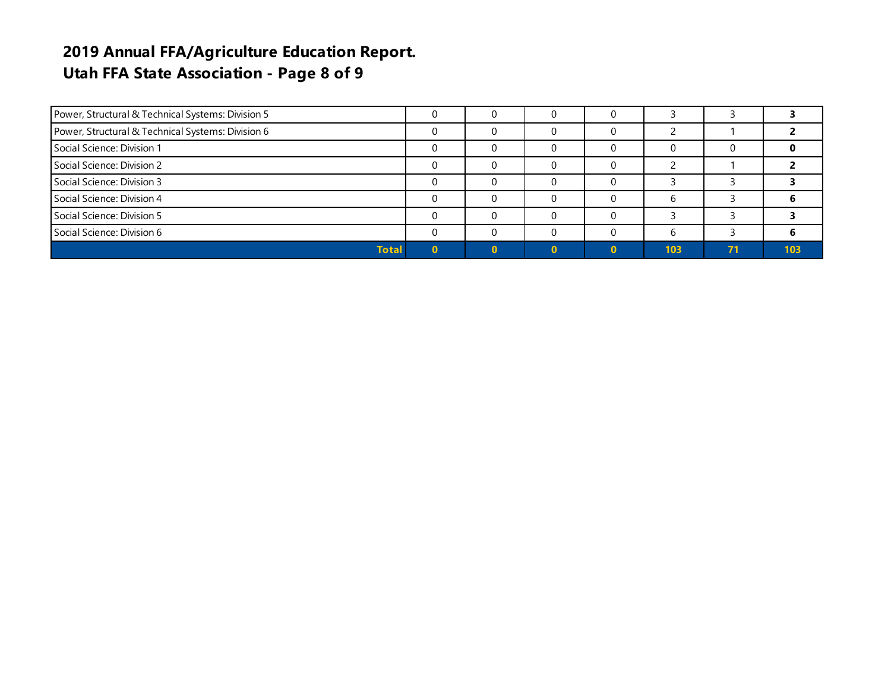# 2019 Annual FFA/Agriculture Education Report.
## Utah FFA State Association - Page 8 of 9

| | | | | | | | |
|---|---|---|---|---|---|---|---|
| Power, Structural & Technical Systems: Division 5 | 0 | 0 | 0 | 0 | 3 | 3 | **3** |
| Power, Structural & Technical Systems: Division 6 | 0 | 0 | 0 | 0 | 2 | 1 | **2** |
| Social Science: Division 1 | 0 | 0 | 0 | 0 | 0 | 0 | **0** |
| Social Science: Division 2 | 0 | 0 | 0 | 0 | 2 | 1 | **2** |
| Social Science: Division 3 | 0 | 0 | 0 | 0 | 3 | 3 | **3** |
| Social Science: Division 4 | 0 | 0 | 0 | 0 | 6 | 3 | **6** |
| Social Science: Division 5 | 0 | 0 | 0 | 0 | 3 | 3 | **3** |
| Social Science: Division 6 | 0 | 0 | 0 | 0 | 6 | 3 | **6** |
| **Total** | **0** | **0** | **0** | **0** | **103** | **71** | **103** |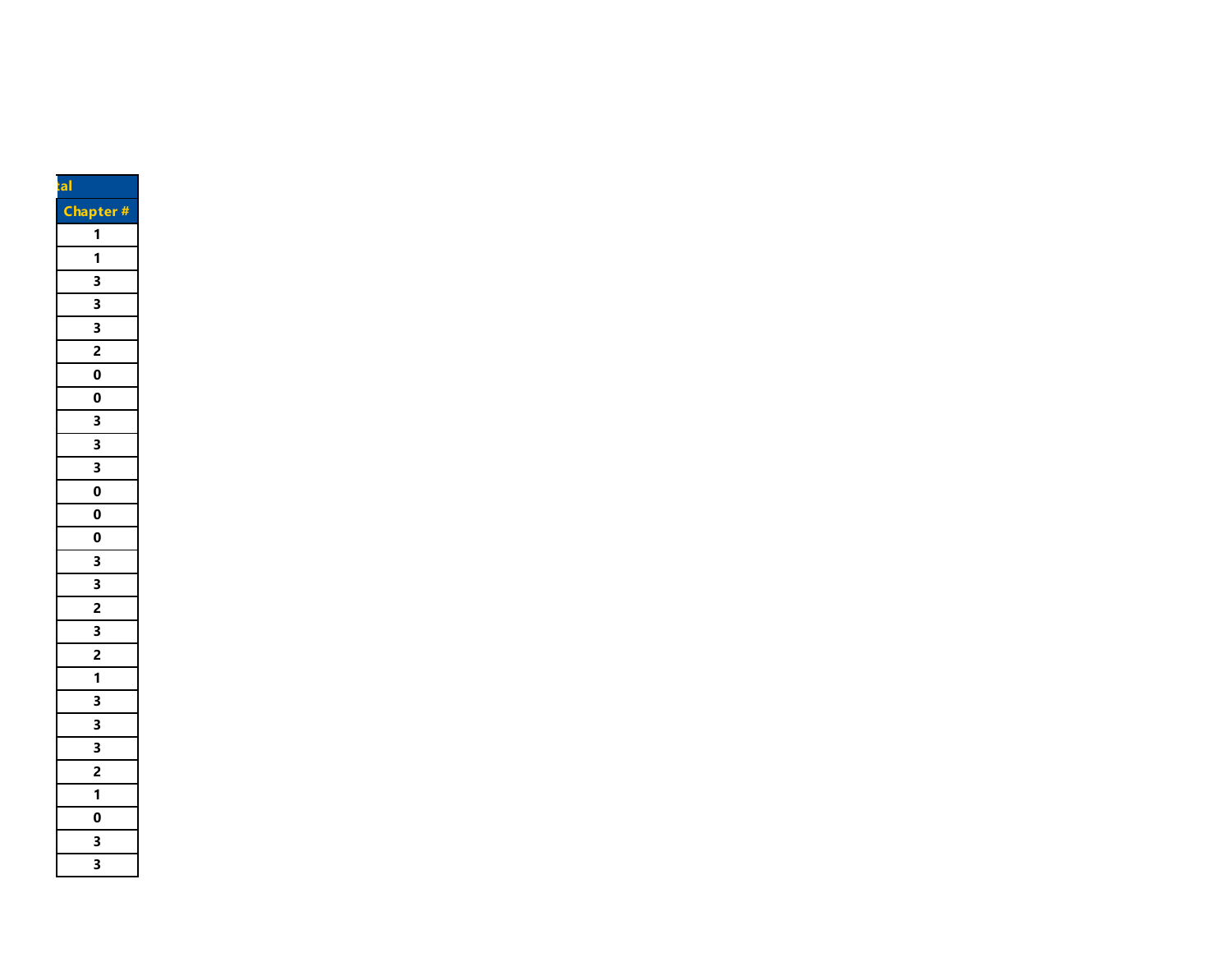| tal |
| --- |
| Chapter # |
| 1 |
| 1 |
| 3 |
| 3 |
| 3 |
| 2 |
| 0 |
| 0 |
| 3 |
| 3 |
| 3 |
| 0 |
| 0 |
| 0 |
| 3 |
| 3 |
| 2 |
| 3 |
| 2 |
| 1 |
| 3 |
| 3 |
| 3 |
| 2 |
| 1 |
| 0 |
| 3 |
| 3 |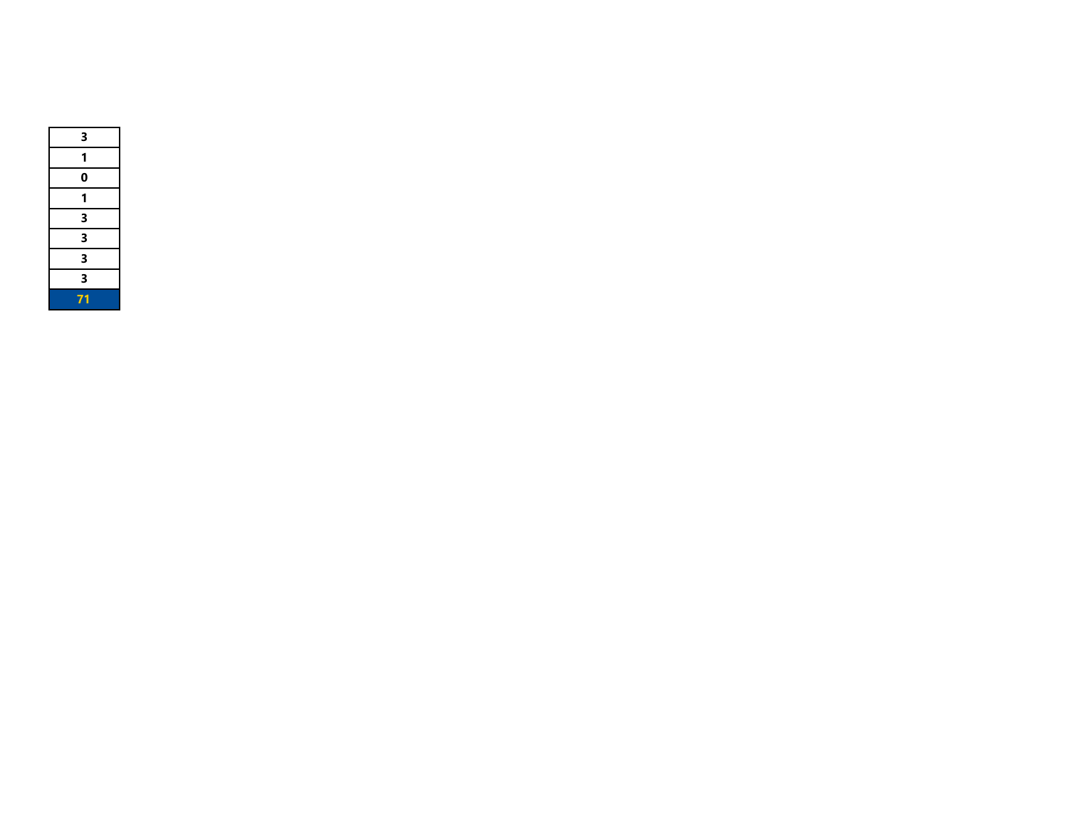| 3 |
|---|
| 1 |
| 0 |
| 1 |
| 3 |
| 3 |
| 3 |
| 3 |
| 71 |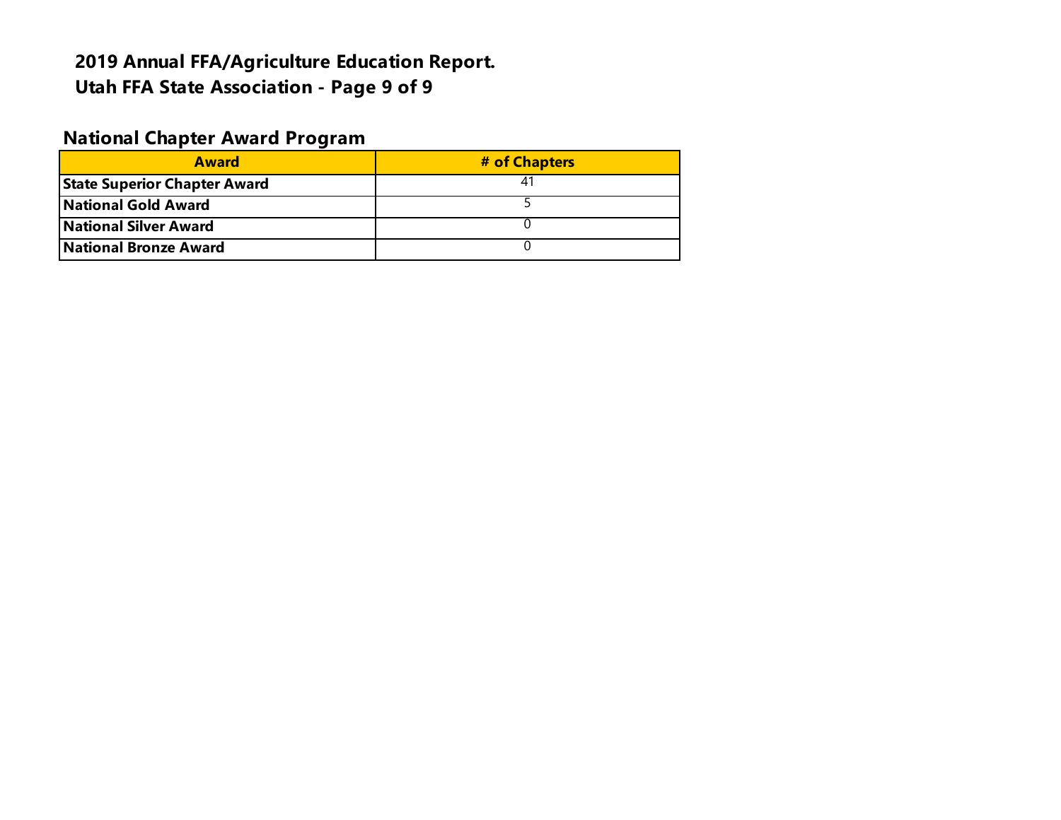**2019 Annual FFA/Agriculture Education Report.**
**Utah FFA State Association - Page 9 of 9**

## National Chapter Award Program

| Award | # of Chapters |
|---|---|
| **State Superior Chapter Award** | 41 |
| **National Gold Award** | 5 |
| **National Silver Award** | 0 |
| **National Bronze Award** | 0 |